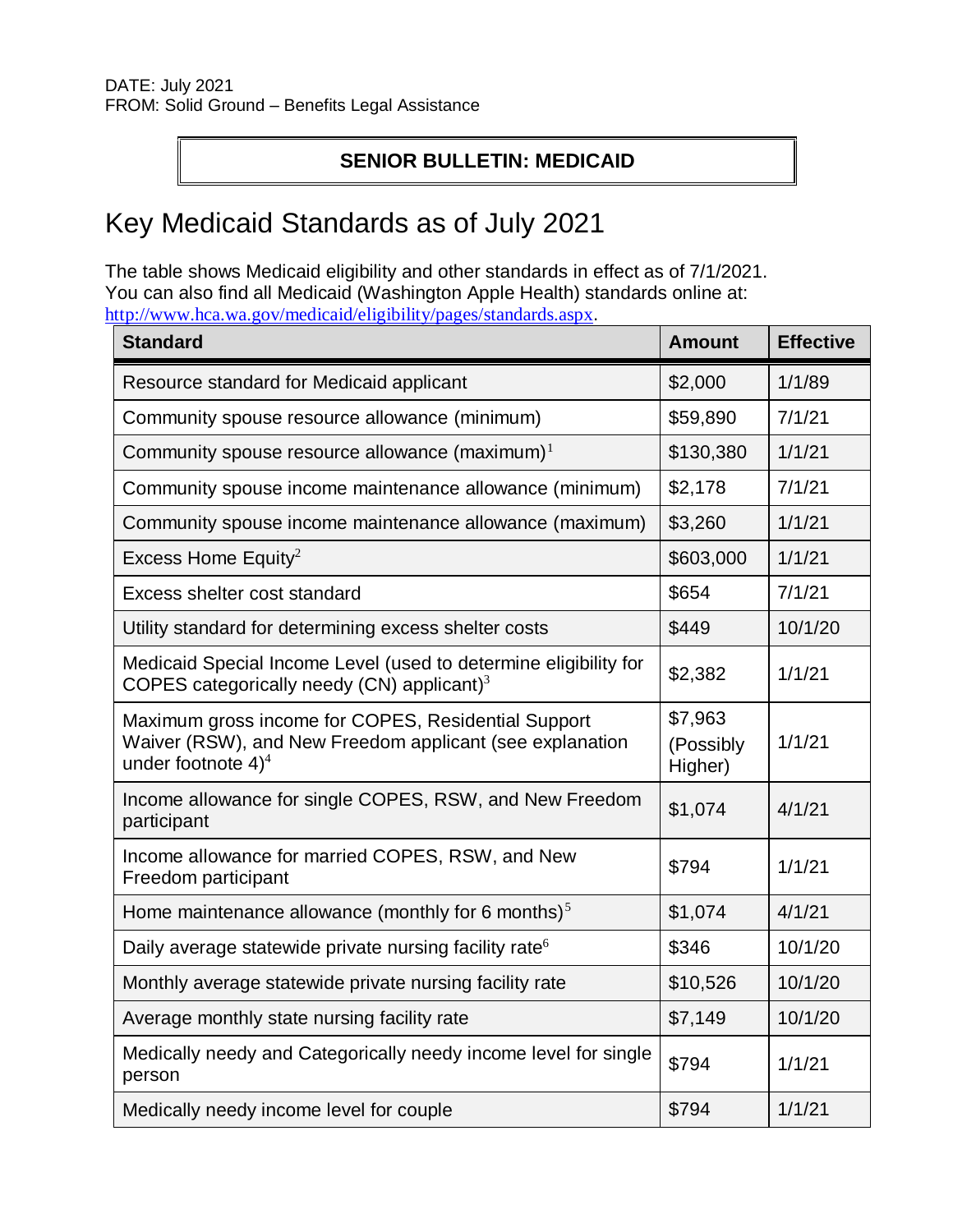DATE: July 2021
FROM: Solid Ground – Benefits Legal Assistance

**SENIOR BULLETIN: MEDICAID**

# Key Medicaid Standards as of July 2021

The table shows Medicaid eligibility and other standards in effect as of 7/1/2021. You can also find all Medicaid (Washington Apple Health) standards online at: http://www.hca.wa.gov/medicaid/eligibility/pages/standards.aspx.

| Standard | Amount | Effective |
|---|---|---|
| Resource standard for Medicaid applicant | $2,000 | 1/1/89 |
| Community spouse resource allowance (minimum) | $59,890 | 7/1/21 |
| Community spouse resource allowance (maximum)[1] | $130,380 | 1/1/21 |
| Community spouse income maintenance allowance (minimum) | $2,178 | 7/1/21 |
| Community spouse income maintenance allowance (maximum) | $3,260 | 1/1/21 |
| Excess Home Equity[2] | $603,000 | 1/1/21 |
| Excess shelter cost standard | $654 | 7/1/21 |
| Utility standard for determining excess shelter costs | $449 | 10/1/20 |
| Medicaid Special Income Level (used to determine eligibility for COPES categorically needy (CN) applicant)[3] | $2,382 | 1/1/21 |
| Maximum gross income for COPES, Residential Support Waiver (RSW), and New Freedom applicant (see explanation under footnote 4)[4] | $7,963 (Possibly Higher) | 1/1/21 |
| Income allowance for single COPES, RSW, and New Freedom participant | $1,074 | 4/1/21 |
| Income allowance for married COPES, RSW, and New Freedom participant | $794 | 1/1/21 |
| Home maintenance allowance (monthly for 6 months)[5] | $1,074 | 4/1/21 |
| Daily average statewide private nursing facility rate[6] | $346 | 10/1/20 |
| Monthly average statewide private nursing facility rate | $10,526 | 10/1/20 |
| Average monthly state nursing facility rate | $7,149 | 10/1/20 |
| Medically needy and Categorically needy income level for single person | $794 | 1/1/21 |
| Medically needy income level for couple | $794 | 1/1/21 |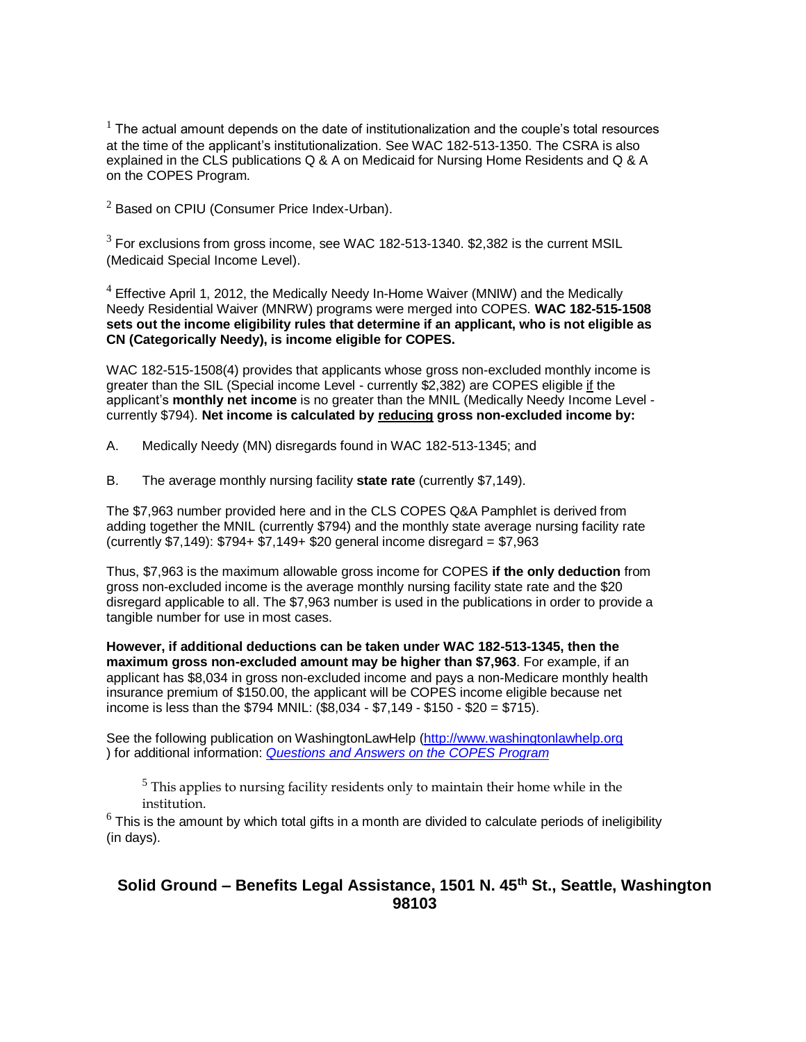[1] The actual amount depends on the date of institutionalization and the couple's total resources at the time of the applicant's institutionalization. See WAC 182-513-1350. The CSRA is also explained in the CLS publications Q & A on Medicaid for Nursing Home Residents and Q & A on the COPES Program.

[2] Based on CPIU (Consumer Price Index-Urban).

[3] For exclusions from gross income, see WAC 182-513-1340. $2,382 is the current MSIL (Medicaid Special Income Level).

[4] Effective April 1, 2012, the Medically Needy In-Home Waiver (MNIW) and the Medically Needy Residential Waiver (MNRW) programs were merged into COPES. **WAC 182-515-1508 sets out the income eligibility rules that determine if an applicant, who is not eligible as CN (Categorically Needy), is income eligible for COPES.**

WAC 182-515-1508(4) provides that applicants whose gross non-excluded monthly income is greater than the SIL (Special income Level - currently $2,382) are COPES eligible <u>if</u> the applicant's **monthly net income** is no greater than the MNIL (Medically Needy Income Level - currently $794). **Net income is calculated by <u>reducing</u> gross non-excluded income by:**

A. Medically Needy (MN) disregards found in WAC 182-513-1345; and

B. The average monthly nursing facility **state rate** (currently $7,149).

The $7,963 number provided here and in the CLS COPES Q&A Pamphlet is derived from adding together the MNIL (currently $794) and the monthly state average nursing facility rate (currently $7,149): $794+ $7,149+ $20 general income disregard = $7,963

Thus, $7,963 is the maximum allowable gross income for COPES **if the only deduction** from gross non-excluded income is the average monthly nursing facility state rate and the $20 disregard applicable to all. The $7,963 number is used in the publications in order to provide a tangible number for use in most cases.

**However, if additional deductions can be taken under WAC 182-513-1345, then the maximum gross non-excluded amount may be higher than $7,963**. For example, if an applicant has $8,034 in gross non-excluded income and pays a non-Medicare monthly health insurance premium of $150.00, the applicant will be COPES income eligible because net income is less than the $794 MNIL: ($8,034 - $7,149 - $150 - $20 = $715).

See the following publication on WashingtonLawHelp (http://www.washingtonlawhelp.org ) for additional information: *Questions and Answers on the COPES Program*

[5] This applies to nursing facility residents only to maintain their home while in the institution.

[6] This is the amount by which total gifts in a month are divided to calculate periods of ineligibility (in days).

**Solid Ground – Benefits Legal Assistance, 1501 N. 45th St., Seattle, Washington 98103**